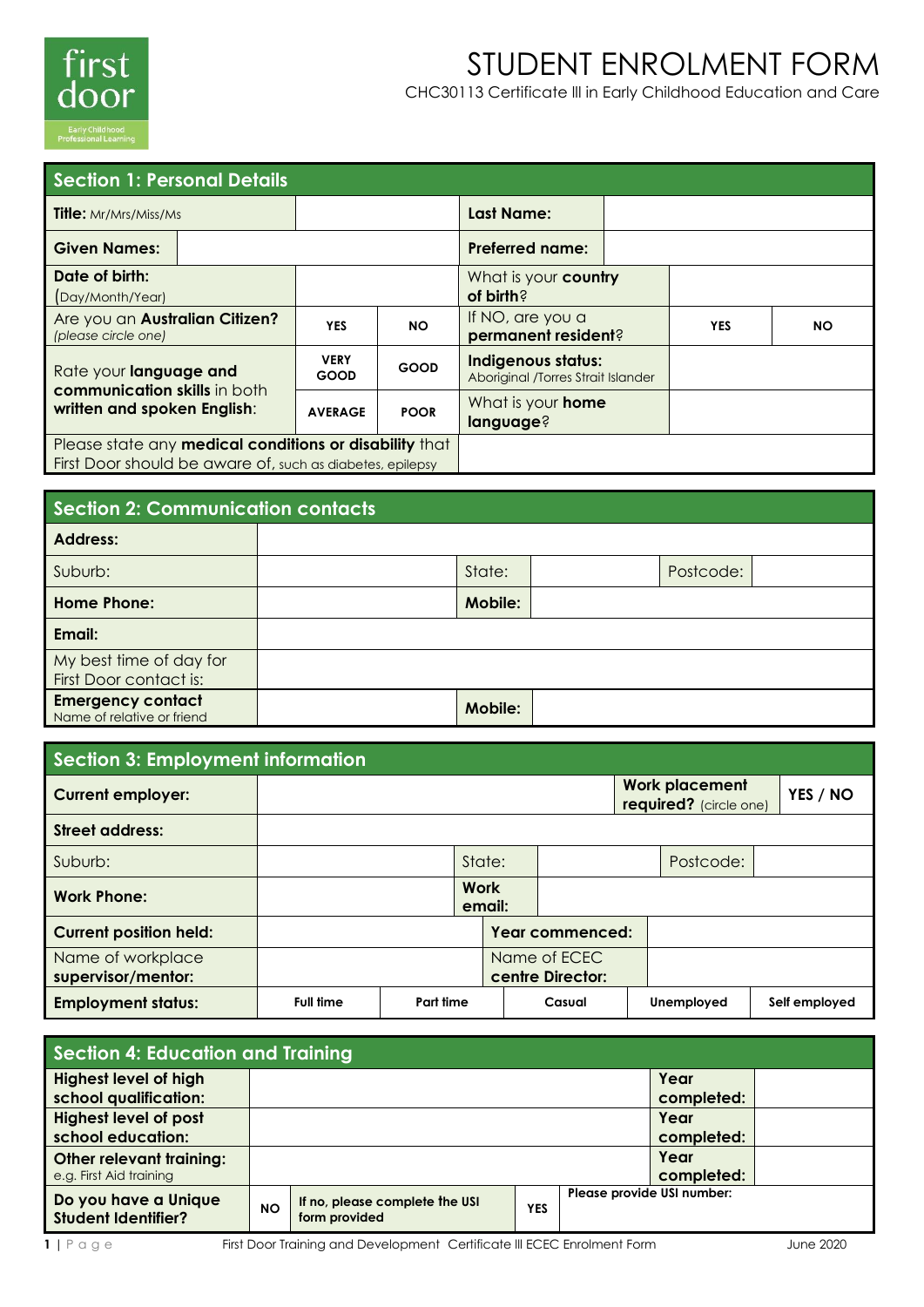first door
Early Childhood Professional Learning

# STUDENT ENROLMENT FORM

CHC30113 Certificate III in Early Childhood Education and Care

## Section 1: Personal Details

| **Title:** Mr/Mrs/Miss/Ms | | **Last Name:** | | |
|---|---|---|---|---|
| **Given Names:** | | **Preferred name:** | | |
| **Date of birth:** (Day/Month/Year) | | What is your **country of birth**? | | |
| Are you an **Australian Citizen?** *(please circle one)* | **YES** / **NO** | If NO, are you a **permanent resident**? | **YES** | **NO** |
| Rate your **language and communication skills** in both **written and spoken English**: | **VERY GOOD** / **GOOD** / **AVERAGE** / **POOR** | **Indigenous status:** Aboriginal /Torres Strait Islander | | |
| | | What is your **home language**? | | |
| Please state any **medical conditions or disability** that First Door should be aware of, such as diabetes, epilepsy | | | | |

## Section 2: Communication contacts

| **Address:** | | | | | |
|---|---|---|---|---|---|
| Suburb: | | State: | | Postcode: | |
| **Home Phone:** | | **Mobile:** | | | |
| **Email:** | | | | | |
| My best time of day for First Door contact is: | | | | | |
| **Emergency contact** Name of relative or friend | | **Mobile:** | | | |

## Section 3: Employment information

| **Current employer:** | | | | **Work placement required?** (circle one) | **YES / NO** |
|---|---|---|---|---|---|
| **Street address:** | | | | | |
| Suburb: | | State: | | Postcode: | |
| **Work Phone:** | | **Work email:** | | | |
| **Current position held:** | | **Year commenced:** | | | |
| Name of workplace **supervisor/mentor:** | | Name of ECEC **centre Director:** | | | |
| **Employment status:** | **Full time** | **Part time** | **Casual** | **Unemployed** | **Self employed** |

## Section 4: Education and Training

| **Highest level of high school qualification:** | | | | **Year completed:** | |
|---|---|---|---|---|---|
| **Highest level of post school education:** | | | | **Year completed:** | |
| **Other relevant training:** e.g. First Aid training | | | | **Year completed:** | |
| **Do you have a Unique Student Identifier?** | **NO** | **If no, please complete the USI form provided** | **YES** | **Please provide USI number:** | |

First Door Training and Development Certificate III ECEC Enrolment Form June 2020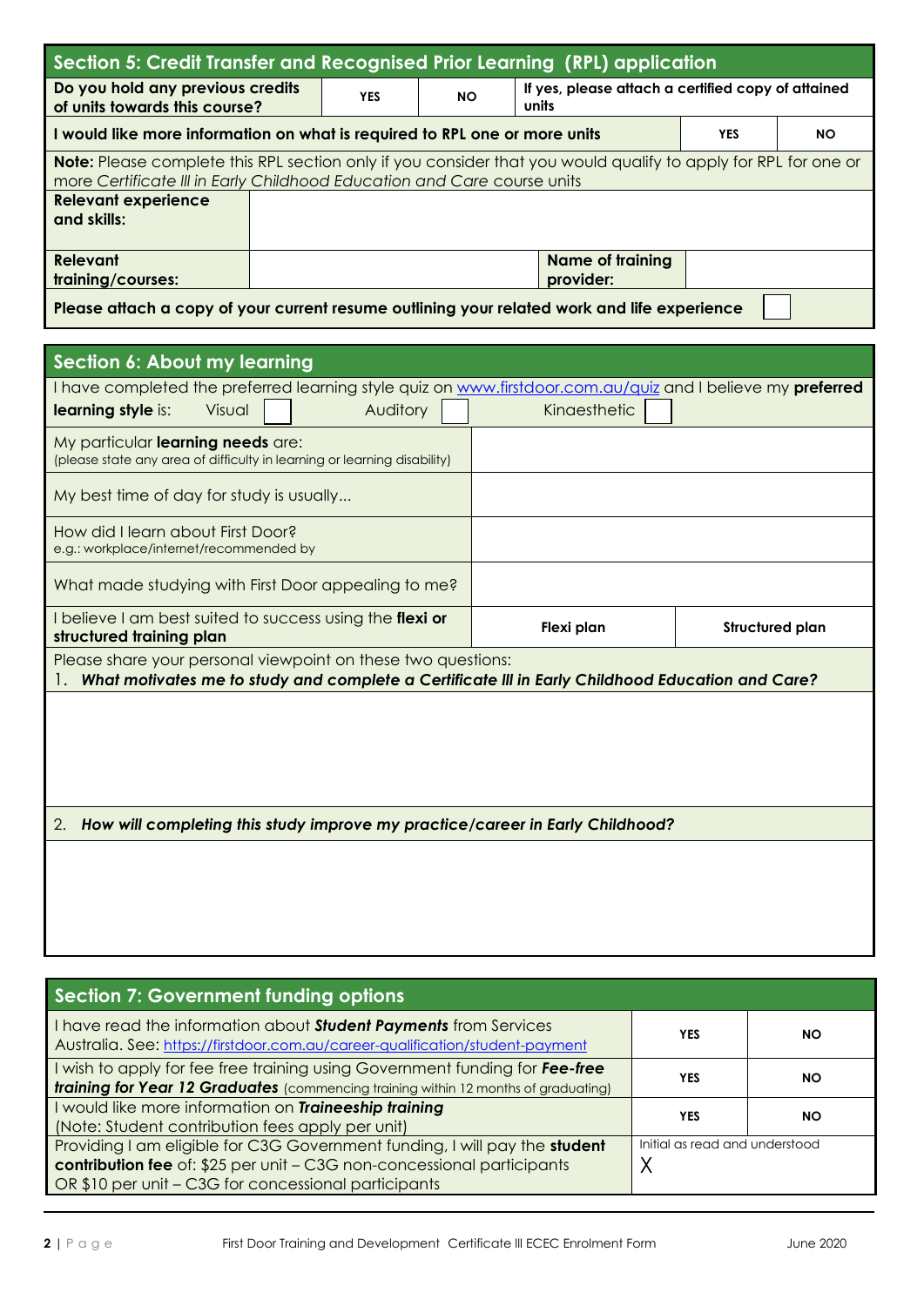## Section 5: Credit Transfer and Recognised Prior Learning (RPL) application

| Do you hold any previous credits of units towards this course? | YES | NO | If yes, please attach a certified copy of attained units |
|---|---|---|---|

| I would like more information on what is required to RPL one or more units | YES | NO |
|---|---|---|

**Note:** Please complete this RPL section only if you consider that you would qualify to apply for RPL for one or more *Certificate III in Early Childhood Education and Care* course units

| **Relevant experience and skills:** | | | |
|---|---|---|---|
| **Relevant training/courses:** | | **Name of training provider:** | |

**Please attach a copy of your current resume outlining your related work and life experience** ☐

## Section 6: About my learning

I have completed the preferred learning style quiz on www.firstdoor.com.au/quiz and I believe my **preferred learning style** is: Visual ☐ Auditory ☐ Kinaesthetic ☐

| | | |
|---|---|---|
| My particular **learning needs** are: (please state any area of difficulty in learning or learning disability) | | |
| My best time of day for study is usually... | | |
| How did I learn about First Door? e.g.: workplace/internet/recommended by | | |
| What made studying with First Door appealing to me? | | |
| I believe I am best suited to success using the **flexi or structured training plan** | **Flexi plan** | **Structured plan** |

Please share your personal viewpoint on these two questions:

1. ***What motivates me to study and complete a Certificate III in Early Childhood Education and Care?***

2. ***How will completing this study improve my practice/career in Early Childhood?***

## Section 7: Government funding options

| | | |
|---|---|---|
| I have read the information about ***Student Payments*** from Services Australia. See: https://firstdoor.com.au/career-qualification/student-payment | **YES** | **NO** |
| I wish to apply for fee free training using Government funding for ***Fee-free training for Year 12 Graduates*** (commencing training within 12 months of graduating) | **YES** | **NO** |
| I would like more information on ***Traineeship training*** (Note: Student contribution fees apply per unit) | **YES** | **NO** |
| Providing I am eligible for C3G Government funding, I will pay the **student contribution fee** of: $25 per unit – C3G non-concessional participants OR $10 per unit – C3G for concessional participants | Initial as read and understood X | |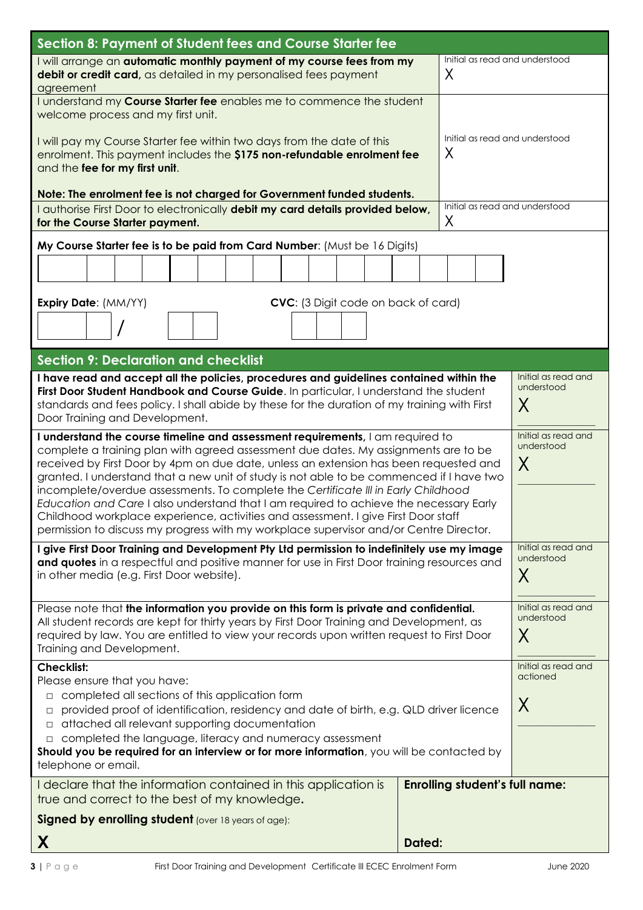## Section 8: Payment of Student fees and Course Starter fee

| | |
|---|---|
| I will arrange an **automatic monthly payment of my course fees from my debit or credit card,** as detailed in my personalised fees payment agreement | Initial as read and understood X |
| I understand my **Course Starter fee** enables me to commence the student welcome process and my first unit.<br><br>I will pay my Course Starter fee within two days from the date of this enrolment. This payment includes the **$175 non-refundable enrolment fee** and the **fee for my first unit**.<br><br>**Note: The enrolment fee is not charged for Government funded students.** | Initial as read and understood X |
| I authorise First Door to electronically **debit my card details provided below, for the Course Starter payment.** | Initial as read and understood X |

**My Course Starter fee is to be paid from Card Number**: (Must be 16 Digits)

| | | | | | | | | | | | | | | | |
|---|---|---|---|---|---|---|---|---|---|---|---|---|---|---|---|
| | | | | | | | | | | | | | | | |

**Expiry Date**: (MM/YY) ___ ___ / ___ ___

**CVC**: (3 Digit code on back of card) ___ ___ ___

## Section 9: Declaration and checklist

| | |
|---|---|
| **I have read and accept all the policies, procedures and guidelines contained within the First Door Student Handbook and Course Guide**. In particular, I understand the student standards and fees policy. I shall abide by these for the duration of my training with First Door Training and Development. | Initial as read and understood X |
| **I understand the course timeline and assessment requirements,** I am required to complete a training plan with agreed assessment due dates. My assignments are to be received by First Door by 4pm on due date, unless an extension has been requested and granted. I understand that a new unit of study is not able to be commenced if I have two incomplete/overdue assessments. To complete the *Certificate III in Early Childhood Education and Care* I also understand that I am required to achieve the necessary Early Childhood workplace experience, activities and assessment. I give First Door staff permission to discuss my progress with my workplace supervisor and/or Centre Director. | Initial as read and understood X |
| **I give First Door Training and Development Pty Ltd permission to indefinitely use my image and quotes** in a respectful and positive manner for use in First Door training resources and in other media (e.g. First Door website). | Initial as read and understood X |
| Please note that **the information you provide on this form is private and confidential.** All student records are kept for thirty years by First Door Training and Development, as required by law. You are entitled to view your records upon written request to First Door Training and Development. | Initial as read and understood X |
| **Checklist:**<br>Please ensure that you have:<br>□ completed all sections of this application form<br>□ provided proof of identification, residency and date of birth, e.g. QLD driver licence<br>□ attached all relevant supporting documentation<br>□ completed the language, literacy and numeracy assessment<br>**Should you be required for an interview or for more information**, you will be contacted by telephone or email. | Initial as read and actioned X |

| | |
|---|---|
| I declare that the information contained in this application is true and correct to the best of my knowledge.<br><br>**Signed by enrolling student** (over 18 years of age):<br><br>**X** | **Enrolling student's full name:**<br><br><br><br>**Dated:** |

First Door Training and Development Certificate III ECEC Enrolment Form June 2020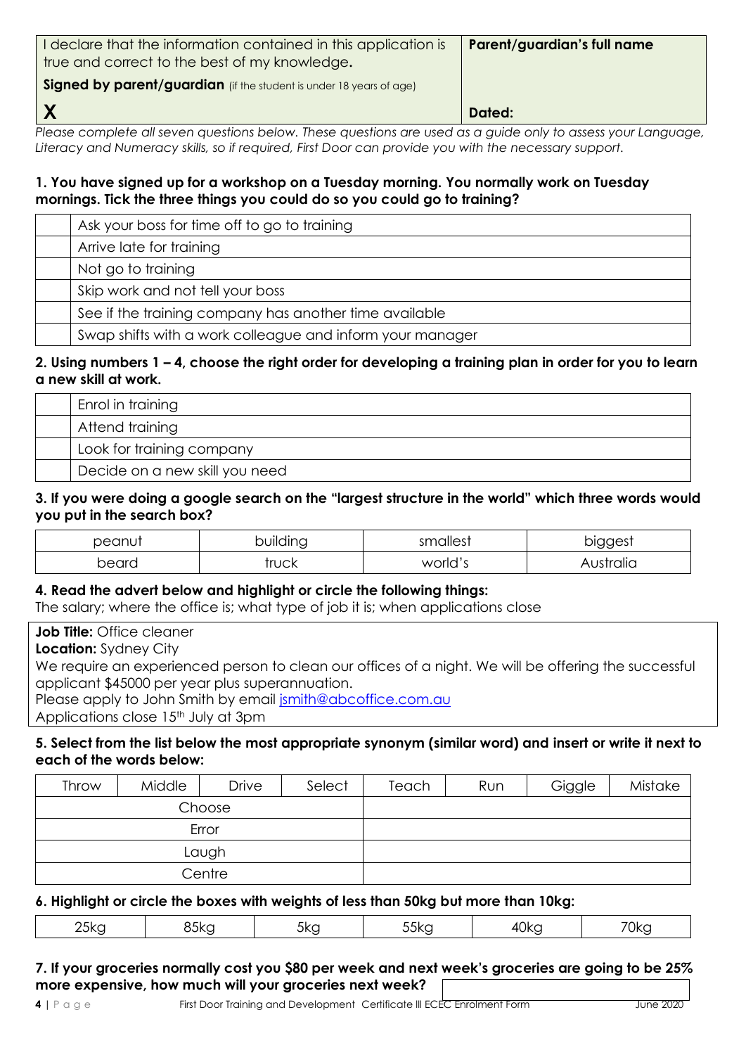| I declare that the information contained in this application is true and correct to the best of my knowledge. | **Parent/guardian's full name** |
|---|---|
| **Signed by parent/guardian** (if the student is under 18 years of age) | |
| **X** | **Dated:** |

*Please complete all seven questions below. These questions are used as a guide only to assess your Language, Literacy and Numeracy skills, so if required, First Door can provide you with the necessary support.*

**1. You have signed up for a workshop on a Tuesday morning. You normally work on Tuesday mornings. Tick the three things you could do so you could go to training?**

| | |
|---|---|
| | Ask your boss for time off to go to training |
| | Arrive late for training |
| | Not go to training |
| | Skip work and not tell your boss |
| | See if the training company has another time available |
| | Swap shifts with a work colleague and inform your manager |

**2. Using numbers 1 – 4, choose the right order for developing a training plan in order for you to learn a new skill at work.**

| | |
|---|---|
| | Enrol in training |
| | Attend training |
| | Look for training company |
| | Decide on a new skill you need |

**3. If you were doing a google search on the "largest structure in the world" which three words would you put in the search box?**

| | | | |
|---|---|---|---|
| peanut | building | smallest | biggest |
| beard | truck | world's | Australia |

**4. Read the advert below and highlight or circle the following things:**

The salary; where the office is; what type of job it is; when applications close

**Job Title:** Office cleaner
**Location:** Sydney City
We require an experienced person to clean our offices of a night. We will be offering the successful applicant $45000 per year plus superannuation.
Please apply to John Smith by email jsmith@abcoffice.com.au
Applications close 15th July at 3pm

**5. Select from the list below the most appropriate synonym (similar word) and insert or write it next to each of the words below:**

| Throw | Middle | Drive | Select | Teach | Run | Giggle | Mistake |
|---|---|---|---|---|---|---|---|
| Choose | | | | | | | |
| Error | | | | | | | |
| Laugh | | | | | | | |
| Centre | | | | | | | |

**6. Highlight or circle the boxes with weights of less than 50kg but more than 10kg:**

| | | | | | |
|---|---|---|---|---|---|
| 25kg | 85kg | 5kg | 55kg | 40kg | 70kg |

**7. If your groceries normally cost you $80 per week and next week's groceries are going to be 25% more expensive, how much will your groceries next week?**